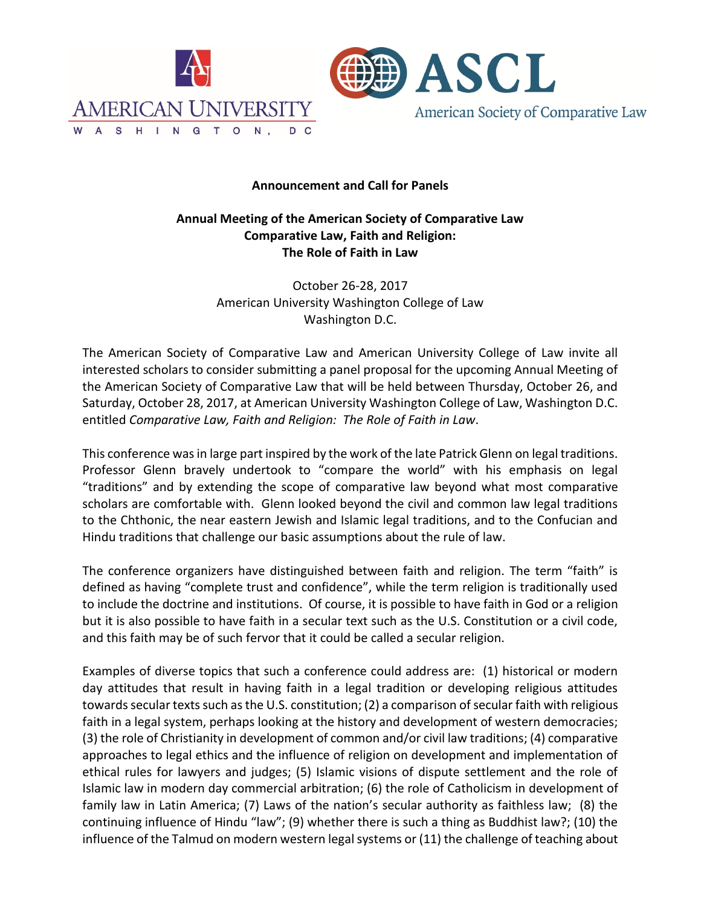**Announcement and Call for Panels**

**Annual Meeting of the American Society of Comparative Law**
**Comparative Law, Faith and Religion:**
**The Role of Faith in Law**

October 26-28, 2017
American University Washington College of Law
Washington D.C.

The American Society of Comparative Law and American University College of Law invite all interested scholars to consider submitting a panel proposal for the upcoming Annual Meeting of the American Society of Comparative Law that will be held between Thursday, October 26, and Saturday, October 28, 2017, at American University Washington College of Law, Washington D.C. entitled *Comparative Law, Faith and Religion: The Role of Faith in Law*.

This conference was in large part inspired by the work of the late Patrick Glenn on legal traditions. Professor Glenn bravely undertook to "compare the world" with his emphasis on legal "traditions" and by extending the scope of comparative law beyond what most comparative scholars are comfortable with. Glenn looked beyond the civil and common law legal traditions to the Chthonic, the near eastern Jewish and Islamic legal traditions, and to the Confucian and Hindu traditions that challenge our basic assumptions about the rule of law.

The conference organizers have distinguished between faith and religion. The term "faith" is defined as having "complete trust and confidence", while the term religion is traditionally used to include the doctrine and institutions. Of course, it is possible to have faith in God or a religion but it is also possible to have faith in a secular text such as the U.S. Constitution or a civil code, and this faith may be of such fervor that it could be called a secular religion.

Examples of diverse topics that such a conference could address are: (1) historical or modern day attitudes that result in having faith in a legal tradition or developing religious attitudes towards secular texts such as the U.S. constitution; (2) a comparison of secular faith with religious faith in a legal system, perhaps looking at the history and development of western democracies; (3) the role of Christianity in development of common and/or civil law traditions; (4) comparative approaches to legal ethics and the influence of religion on development and implementation of ethical rules for lawyers and judges; (5) Islamic visions of dispute settlement and the role of Islamic law in modern day commercial arbitration; (6) the role of Catholicism in development of family law in Latin America; (7) Laws of the nation's secular authority as faithless law; (8) the continuing influence of Hindu "law"; (9) whether there is such a thing as Buddhist law?; (10) the influence of the Talmud on modern western legal systems or (11) the challenge of teaching about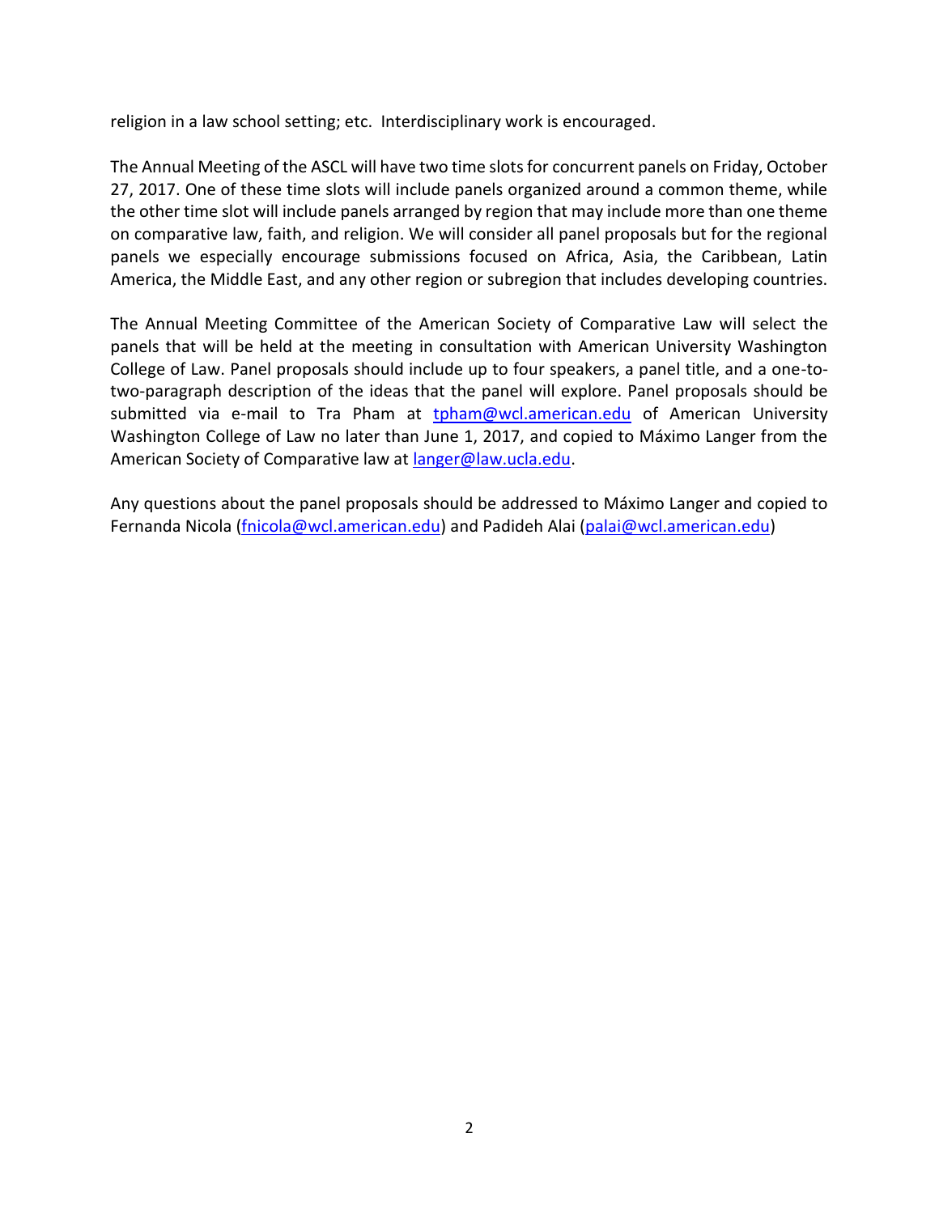religion in a law school setting; etc. Interdisciplinary work is encouraged.

The Annual Meeting of the ASCL will have two time slots for concurrent panels on Friday, October 27, 2017. One of these time slots will include panels organized around a common theme, while the other time slot will include panels arranged by region that may include more than one theme on comparative law, faith, and religion. We will consider all panel proposals but for the regional panels we especially encourage submissions focused on Africa, Asia, the Caribbean, Latin America, the Middle East, and any other region or subregion that includes developing countries.

The Annual Meeting Committee of the American Society of Comparative Law will select the panels that will be held at the meeting in consultation with American University Washington College of Law. Panel proposals should include up to four speakers, a panel title, and a one-to-two-paragraph description of the ideas that the panel will explore. Panel proposals should be submitted via e-mail to Tra Pham at tpham@wcl.american.edu of American University Washington College of Law no later than June 1, 2017, and copied to Máximo Langer from the American Society of Comparative law at langer@law.ucla.edu.

Any questions about the panel proposals should be addressed to Máximo Langer and copied to Fernanda Nicola (fnicola@wcl.american.edu) and Padideh Alai (palai@wcl.american.edu)